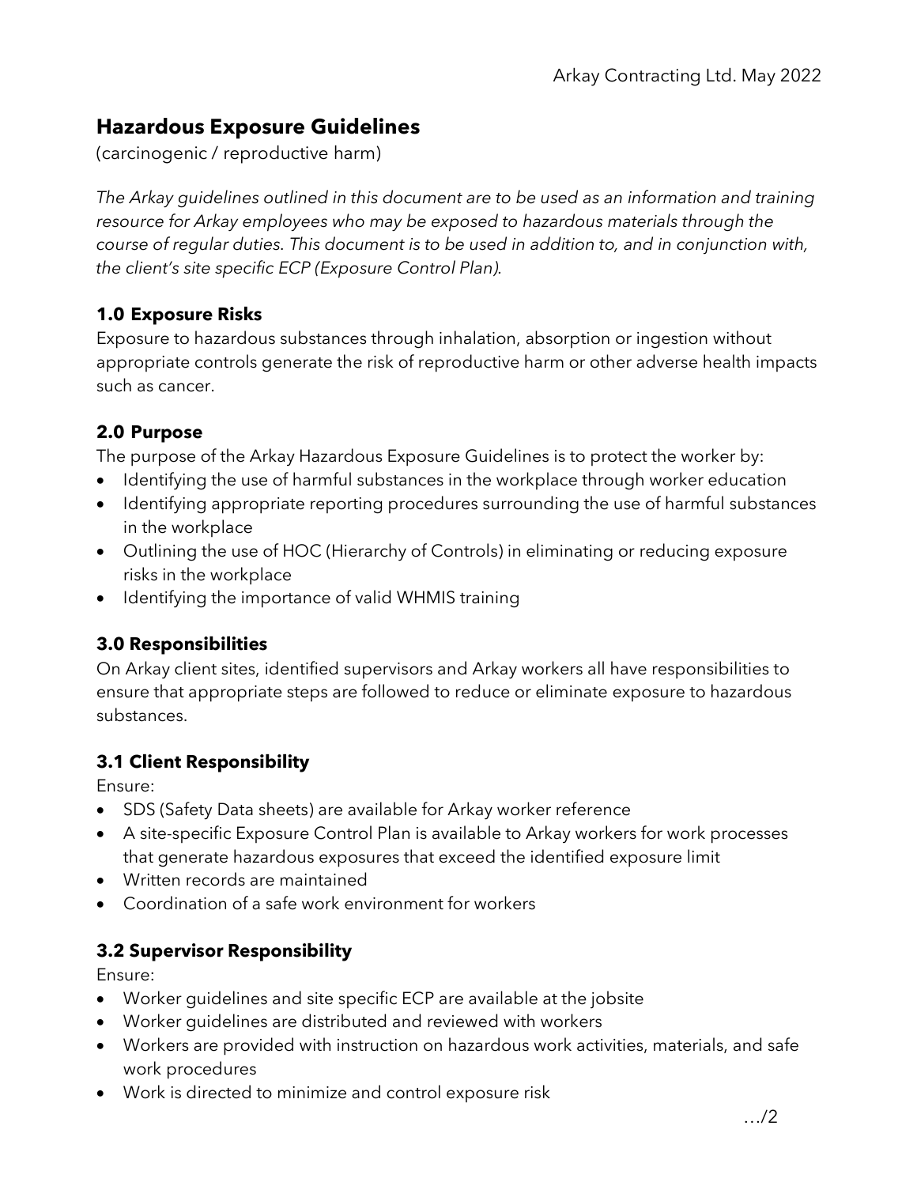Arkay Contracting Ltd. May 2022

# Hazardous Exposure Guidelines

(carcinogenic / reproductive harm)

*The Arkay guidelines outlined in this document are to be used as an information and training resource for Arkay employees who may be exposed to hazardous materials through the course of regular duties. This document is to be used in addition to, and in conjunction with, the client's site specific ECP (Exposure Control Plan).*

## 1.0 Exposure Risks

Exposure to hazardous substances through inhalation, absorption or ingestion without appropriate controls generate the risk of reproductive harm or other adverse health impacts such as cancer.

## 2.0 Purpose

The purpose of the Arkay Hazardous Exposure Guidelines is to protect the worker by:

- Identifying the use of harmful substances in the workplace through worker education
- Identifying appropriate reporting procedures surrounding the use of harmful substances in the workplace
- Outlining the use of HOC (Hierarchy of Controls) in eliminating or reducing exposure risks in the workplace
- Identifying the importance of valid WHMIS training

## 3.0 Responsibilities

On Arkay client sites, identified supervisors and Arkay workers all have responsibilities to ensure that appropriate steps are followed to reduce or eliminate exposure to hazardous substances.

### 3.1 Client Responsibility

Ensure:

- SDS (Safety Data sheets) are available for Arkay worker reference
- A site-specific Exposure Control Plan is available to Arkay workers for work processes that generate hazardous exposures that exceed the identified exposure limit
- Written records are maintained
- Coordination of a safe work environment for workers

### 3.2 Supervisor Responsibility

Ensure:

- Worker guidelines and site specific ECP are available at the jobsite
- Worker guidelines are distributed and reviewed with workers
- Workers are provided with instruction on hazardous work activities, materials, and safe work procedures
- Work is directed to minimize and control exposure risk

…/2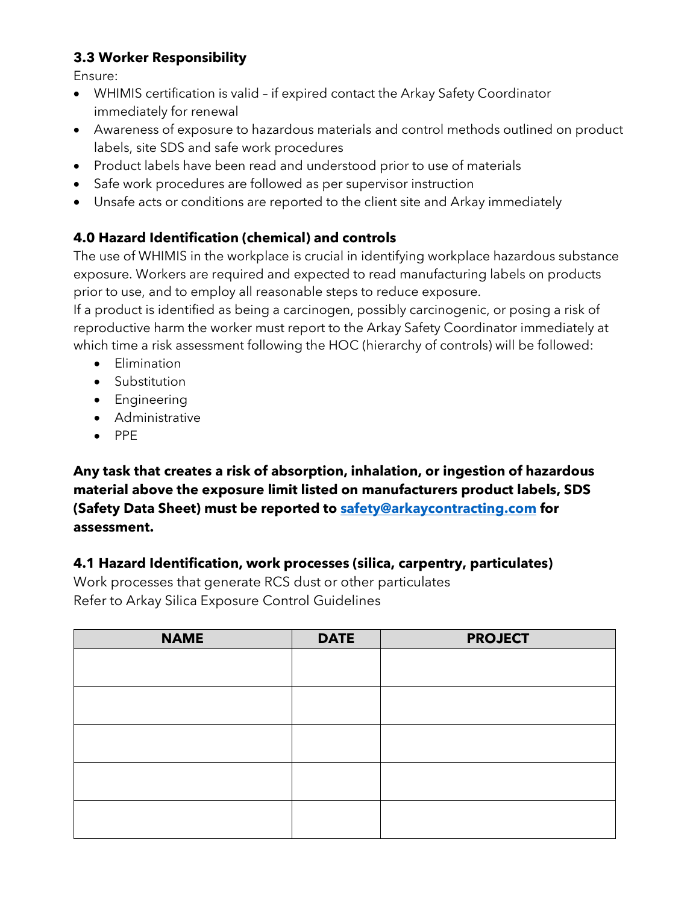### 3.3 Worker Responsibility

Ensure:

- WHIMIS certification is valid – if expired contact the Arkay Safety Coordinator immediately for renewal
- Awareness of exposure to hazardous materials and control methods outlined on product labels, site SDS and safe work procedures
- Product labels have been read and understood prior to use of materials
- Safe work procedures are followed as per supervisor instruction
- Unsafe acts or conditions are reported to the client site and Arkay immediately

### 4.0 Hazard Identification (chemical) and controls

The use of WHIMIS in the workplace is crucial in identifying workplace hazardous substance exposure. Workers are required and expected to read manufacturing labels on products prior to use, and to employ all reasonable steps to reduce exposure.

If a product is identified as being a carcinogen, possibly carcinogenic, or posing a risk of reproductive harm the worker must report to the Arkay Safety Coordinator immediately at which time a risk assessment following the HOC (hierarchy of controls) will be followed:

- Elimination
- Substitution
- Engineering
- Administrative
- PPE

**Any task that creates a risk of absorption, inhalation, or ingestion of hazardous material above the exposure limit listed on manufacturers product labels, SDS (Safety Data Sheet) must be reported to safety@arkaycontracting.com for assessment.**

### 4.1 Hazard Identification, work processes (silica, carpentry, particulates)

Work processes that generate RCS dust or other particulates

Refer to Arkay Silica Exposure Control Guidelines

| NAME | DATE | PROJECT |
|---|---|---|
| | | |
| | | |
| | | |
| | | |
| | | |